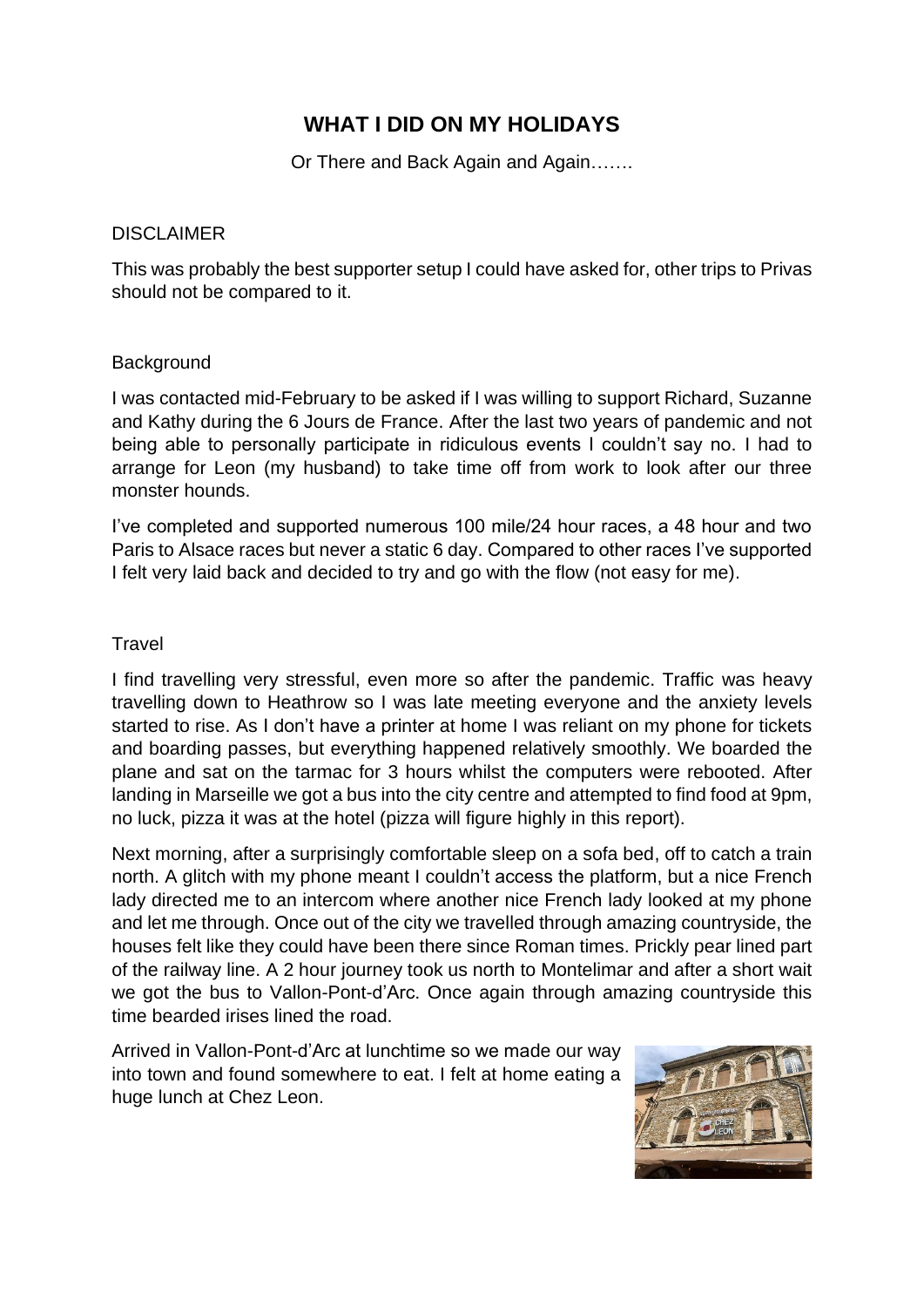# WHAT I DID ON MY HOLIDAYS

Or There and Back Again and Again…….

DISCLAIMER

This was probably the best supporter setup I could have asked for, other trips to Privas should not be compared to it.

Background

I was contacted mid-February to be asked if I was willing to support Richard, Suzanne and Kathy during the 6 Jours de France. After the last two years of pandemic and not being able to personally participate in ridiculous events I couldn't say no. I had to arrange for Leon (my husband) to take time off from work to look after our three monster hounds.

I've completed and supported numerous 100 mile/24 hour races, a 48 hour and two Paris to Alsace races but never a static 6 day. Compared to other races I've supported I felt very laid back and decided to try and go with the flow (not easy for me).

Travel

I find travelling very stressful, even more so after the pandemic. Traffic was heavy travelling down to Heathrow so I was late meeting everyone and the anxiety levels started to rise. As I don't have a printer at home I was reliant on my phone for tickets and boarding passes, but everything happened relatively smoothly. We boarded the plane and sat on the tarmac for 3 hours whilst the computers were rebooted. After landing in Marseille we got a bus into the city centre and attempted to find food at 9pm, no luck, pizza it was at the hotel (pizza will figure highly in this report).

Next morning, after a surprisingly comfortable sleep on a sofa bed, off to catch a train north. A glitch with my phone meant I couldn't access the platform, but a nice French lady directed me to an intercom where another nice French lady looked at my phone and let me through. Once out of the city we travelled through amazing countryside, the houses felt like they could have been there since Roman times. Prickly pear lined part of the railway line. A 2 hour journey took us north to Montelimar and after a short wait we got the bus to Vallon-Pont-d'Arc. Once again through amazing countryside this time bearded irises lined the road.

Arrived in Vallon-Pont-d'Arc at lunchtime so we made our way into town and found somewhere to eat. I felt at home eating a huge lunch at Chez Leon.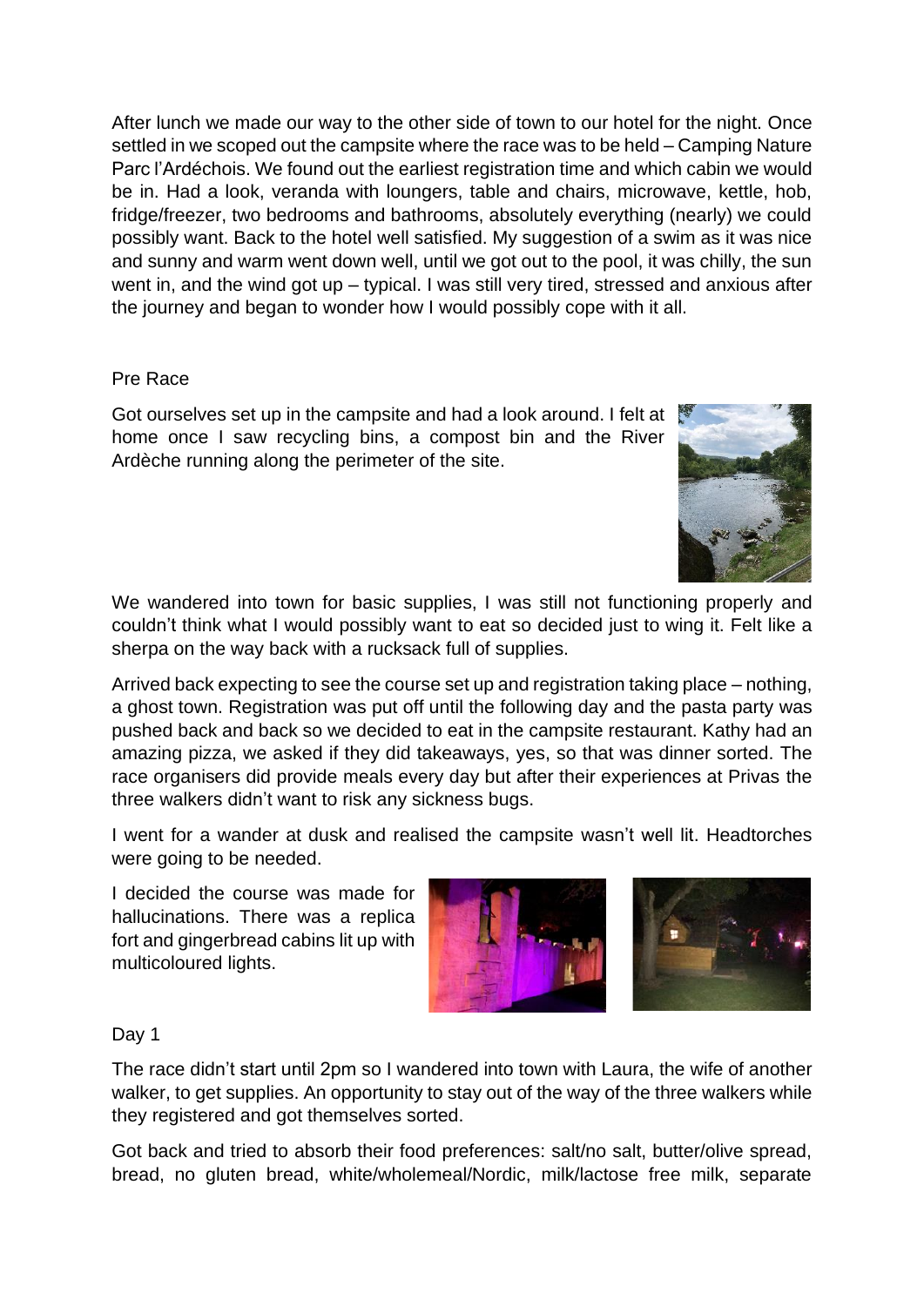After lunch we made our way to the other side of town to our hotel for the night. Once settled in we scoped out the campsite where the race was to be held – Camping Nature Parc l'Ardéchois. We found out the earliest registration time and which cabin we would be in. Had a look, veranda with loungers, table and chairs, microwave, kettle, hob, fridge/freezer, two bedrooms and bathrooms, absolutely everything (nearly) we could possibly want. Back to the hotel well satisfied. My suggestion of a swim as it was nice and sunny and warm went down well, until we got out to the pool, it was chilly, the sun went in, and the wind got up – typical. I was still very tired, stressed and anxious after the journey and began to wonder how I would possibly cope with it all.

## Pre Race

Got ourselves set up in the campsite and had a look around. I felt at home once I saw recycling bins, a compost bin and the River Ardèche running along the perimeter of the site.

We wandered into town for basic supplies, I was still not functioning properly and couldn't think what I would possibly want to eat so decided just to wing it. Felt like a sherpa on the way back with a rucksack full of supplies.

Arrived back expecting to see the course set up and registration taking place – nothing, a ghost town. Registration was put off until the following day and the pasta party was pushed back and back so we decided to eat in the campsite restaurant. Kathy had an amazing pizza, we asked if they did takeaways, yes, so that was dinner sorted. The race organisers did provide meals every day but after their experiences at Privas the three walkers didn't want to risk any sickness bugs.

I went for a wander at dusk and realised the campsite wasn't well lit. Headtorches were going to be needed.

I decided the course was made for hallucinations. There was a replica fort and gingerbread cabins lit up with multicoloured lights.

## Day 1

The race didn't start until 2pm so I wandered into town with Laura, the wife of another walker, to get supplies. An opportunity to stay out of the way of the three walkers while they registered and got themselves sorted.

Got back and tried to absorb their food preferences: salt/no salt, butter/olive spread, bread, no gluten bread, white/wholemeal/Nordic, milk/lactose free milk, separate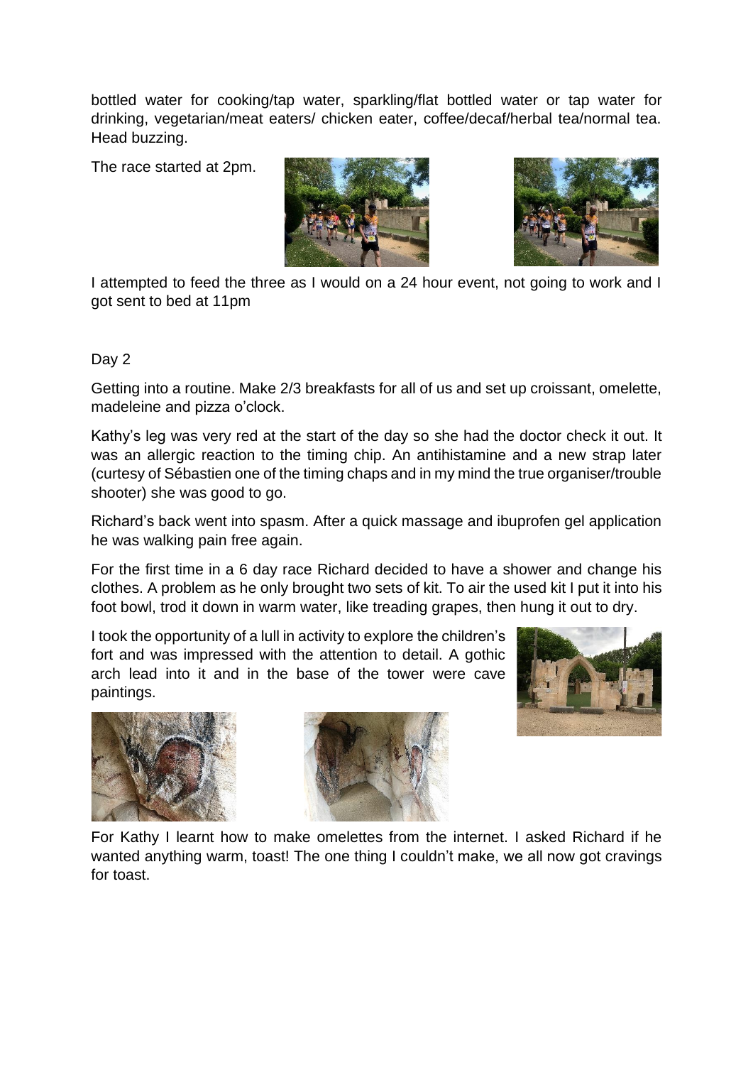bottled water for cooking/tap water, sparkling/flat bottled water or tap water for drinking, vegetarian/meat eaters/ chicken eater, coffee/decaf/herbal tea/normal tea. Head buzzing.

The race started at 2pm.

I attempted to feed the three as I would on a 24 hour event, not going to work and I got sent to bed at 11pm

Day 2

Getting into a routine. Make 2/3 breakfasts for all of us and set up croissant, omelette, madeleine and pizza o'clock.

Kathy's leg was very red at the start of the day so she had the doctor check it out. It was an allergic reaction to the timing chip. An antihistamine and a new strap later (curtesy of Sébastien one of the timing chaps and in my mind the true organiser/trouble shooter) she was good to go.

Richard's back went into spasm. After a quick massage and ibuprofen gel application he was walking pain free again.

For the first time in a 6 day race Richard decided to have a shower and change his clothes. A problem as he only brought two sets of kit. To air the used kit I put it into his foot bowl, trod it down in warm water, like treading grapes, then hung it out to dry.

I took the opportunity of a lull in activity to explore the children's fort and was impressed with the attention to detail. A gothic arch lead into it and in the base of the tower were cave paintings.

For Kathy I learnt how to make omelettes from the internet. I asked Richard if he wanted anything warm, toast! The one thing I couldn't make, we all now got cravings for toast.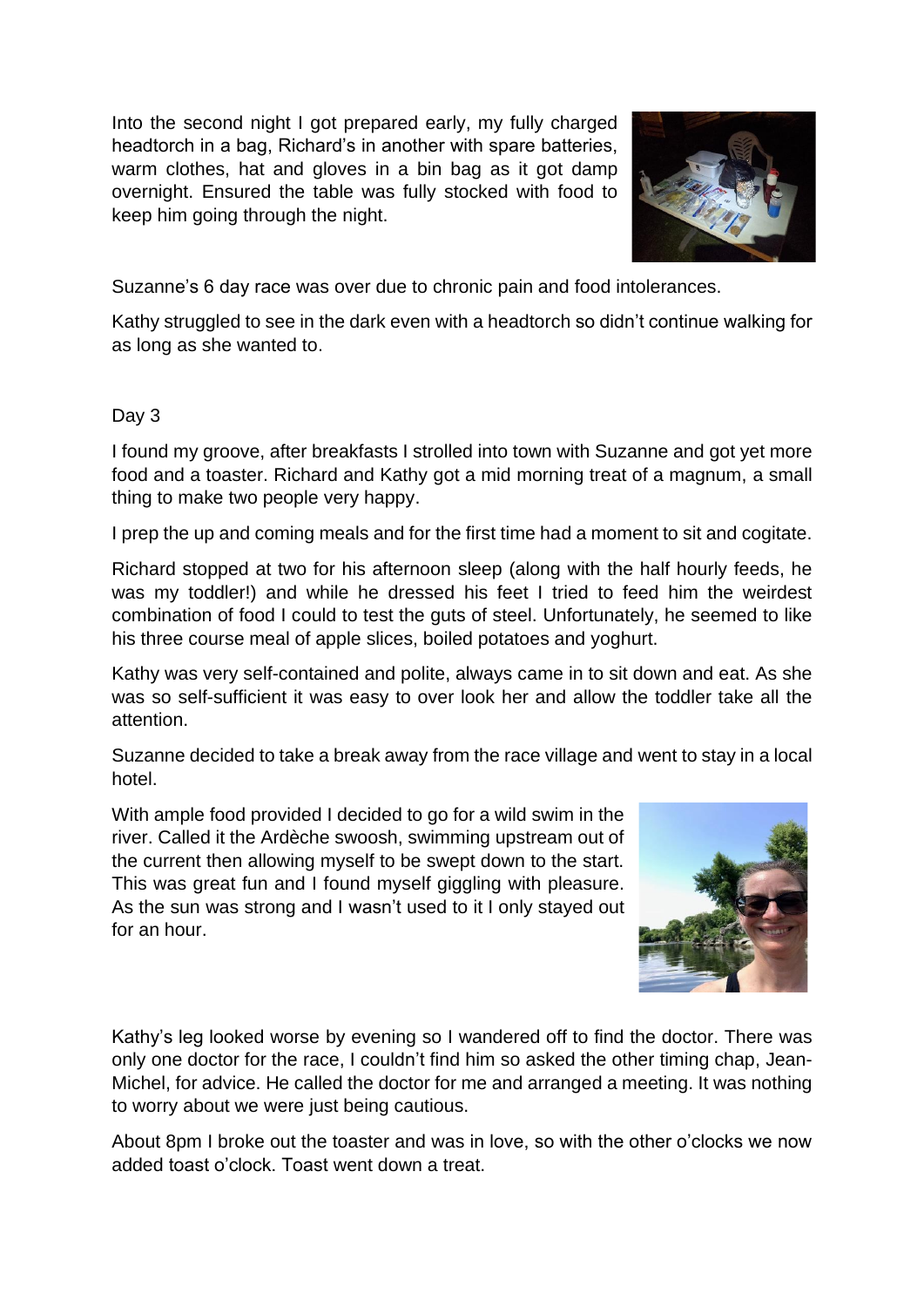Into the second night I got prepared early, my fully charged headtorch in a bag, Richard's in another with spare batteries, warm clothes, hat and gloves in a bin bag as it got damp overnight. Ensured the table was fully stocked with food to keep him going through the night.

Suzanne's 6 day race was over due to chronic pain and food intolerances.

Kathy struggled to see in the dark even with a headtorch so didn't continue walking for as long as she wanted to.

Day 3

I found my groove, after breakfasts I strolled into town with Suzanne and got yet more food and a toaster. Richard and Kathy got a mid morning treat of a magnum, a small thing to make two people very happy.

I prep the up and coming meals and for the first time had a moment to sit and cogitate.

Richard stopped at two for his afternoon sleep (along with the half hourly feeds, he was my toddler!) and while he dressed his feet I tried to feed him the weirdest combination of food I could to test the guts of steel. Unfortunately, he seemed to like his three course meal of apple slices, boiled potatoes and yoghurt.

Kathy was very self-contained and polite, always came in to sit down and eat. As she was so self-sufficient it was easy to over look her and allow the toddler take all the attention.

Suzanne decided to take a break away from the race village and went to stay in a local hotel.

With ample food provided I decided to go for a wild swim in the river. Called it the Ardèche swoosh, swimming upstream out of the current then allowing myself to be swept down to the start. This was great fun and I found myself giggling with pleasure. As the sun was strong and I wasn't used to it I only stayed out for an hour.

Kathy's leg looked worse by evening so I wandered off to find the doctor. There was only one doctor for the race, I couldn't find him so asked the other timing chap, Jean-Michel, for advice. He called the doctor for me and arranged a meeting. It was nothing to worry about we were just being cautious.

About 8pm I broke out the toaster and was in love, so with the other o'clocks we now added toast o'clock. Toast went down a treat.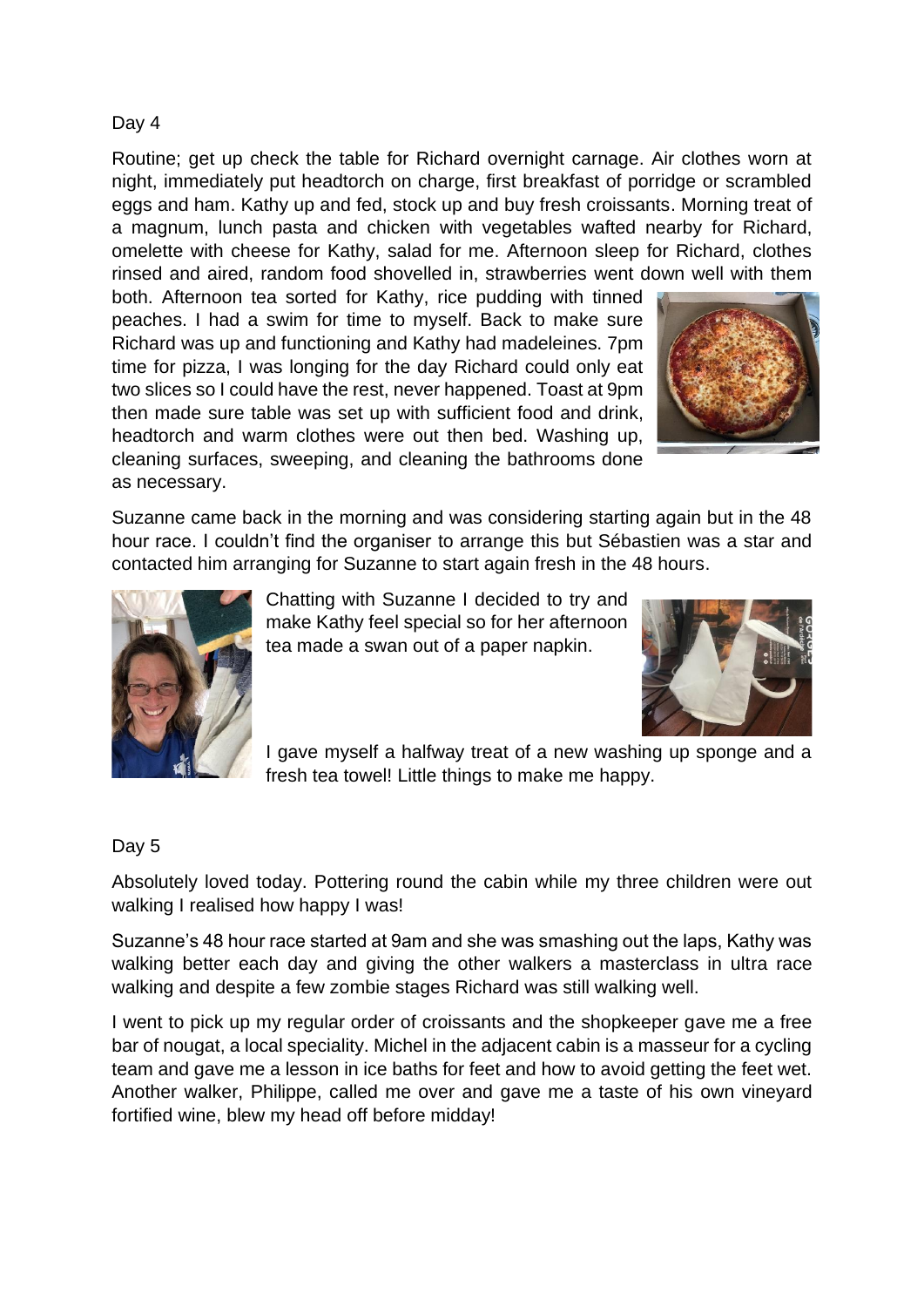Day 4

Routine; get up check the table for Richard overnight carnage. Air clothes worn at night, immediately put headtorch on charge, first breakfast of porridge or scrambled eggs and ham. Kathy up and fed, stock up and buy fresh croissants. Morning treat of a magnum, lunch pasta and chicken with vegetables wafted nearby for Richard, omelette with cheese for Kathy, salad for me. Afternoon sleep for Richard, clothes rinsed and aired, random food shovelled in, strawberries went down well with them both. Afternoon tea sorted for Kathy, rice pudding with tinned peaches. I had a swim for time to myself. Back to make sure Richard was up and functioning and Kathy had madeleines. 7pm time for pizza, I was longing for the day Richard could only eat two slices so I could have the rest, never happened. Toast at 9pm then made sure table was set up with sufficient food and drink, headtorch and warm clothes were out then bed. Washing up, cleaning surfaces, sweeping, and cleaning the bathrooms done as necessary.

Suzanne came back in the morning and was considering starting again but in the 48 hour race. I couldn't find the organiser to arrange this but Sébastien was a star and contacted him arranging for Suzanne to start again fresh in the 48 hours.

Chatting with Suzanne I decided to try and make Kathy feel special so for her afternoon tea made a swan out of a paper napkin.

I gave myself a halfway treat of a new washing up sponge and a fresh tea towel! Little things to make me happy.

Day 5

Absolutely loved today. Pottering round the cabin while my three children were out walking I realised how happy I was!

Suzanne's 48 hour race started at 9am and she was smashing out the laps, Kathy was walking better each day and giving the other walkers a masterclass in ultra race walking and despite a few zombie stages Richard was still walking well.

I went to pick up my regular order of croissants and the shopkeeper gave me a free bar of nougat, a local speciality. Michel in the adjacent cabin is a masseur for a cycling team and gave me a lesson in ice baths for feet and how to avoid getting the feet wet. Another walker, Philippe, called me over and gave me a taste of his own vineyard fortified wine, blew my head off before midday!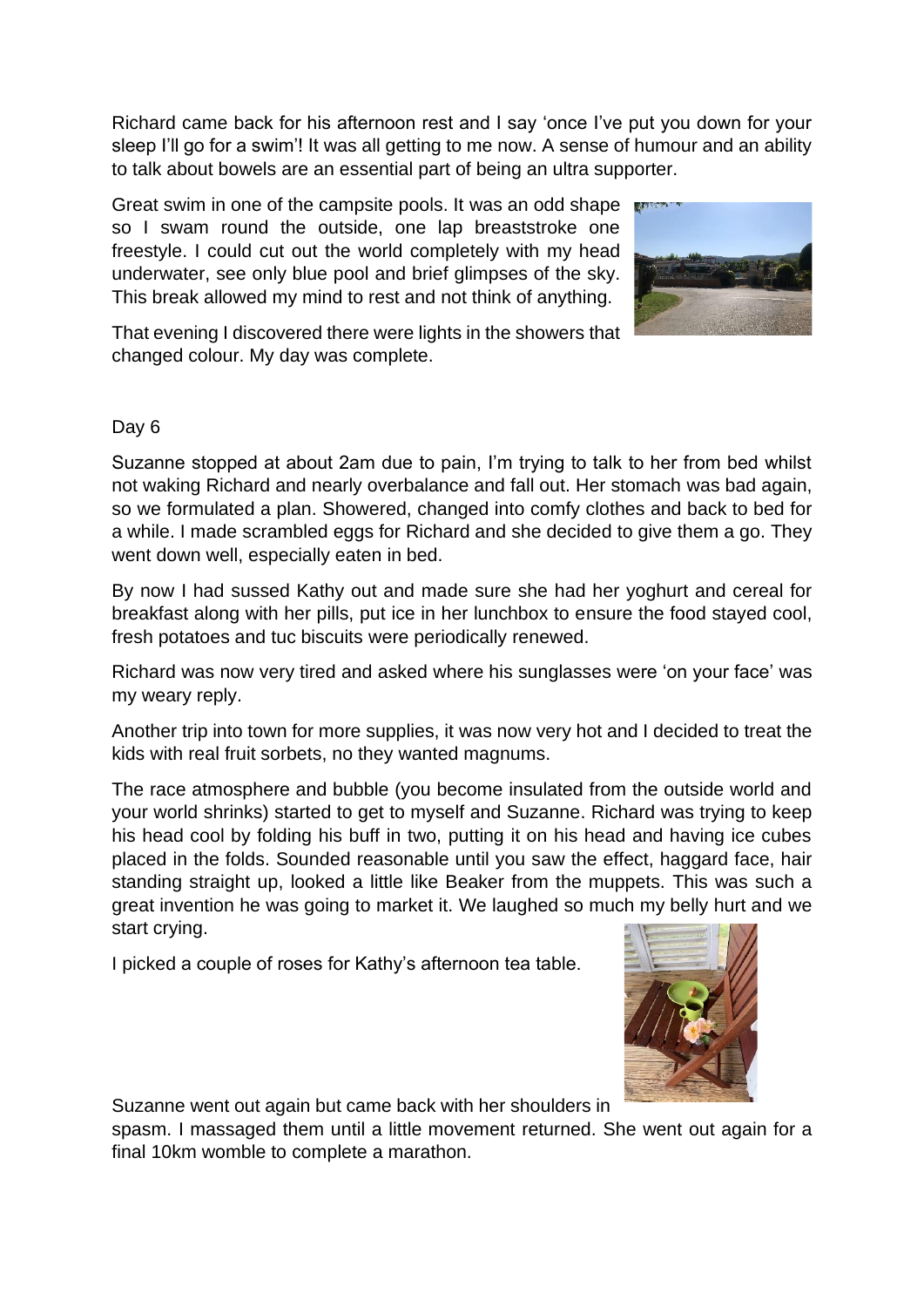Richard came back for his afternoon rest and I say 'once I've put you down for your sleep I'll go for a swim'! It was all getting to me now. A sense of humour and an ability to talk about bowels are an essential part of being an ultra supporter.

Great swim in one of the campsite pools. It was an odd shape so I swam round the outside, one lap breaststroke one freestyle. I could cut out the world completely with my head underwater, see only blue pool and brief glimpses of the sky. This break allowed my mind to rest and not think of anything.

That evening I discovered there were lights in the showers that changed colour. My day was complete.

Day 6

Suzanne stopped at about 2am due to pain, I'm trying to talk to her from bed whilst not waking Richard and nearly overbalance and fall out. Her stomach was bad again, so we formulated a plan. Showered, changed into comfy clothes and back to bed for a while. I made scrambled eggs for Richard and she decided to give them a go. They went down well, especially eaten in bed.

By now I had sussed Kathy out and made sure she had her yoghurt and cereal for breakfast along with her pills, put ice in her lunchbox to ensure the food stayed cool, fresh potatoes and tuc biscuits were periodically renewed.

Richard was now very tired and asked where his sunglasses were 'on your face' was my weary reply.

Another trip into town for more supplies, it was now very hot and I decided to treat the kids with real fruit sorbets, no they wanted magnums.

The race atmosphere and bubble (you become insulated from the outside world and your world shrinks) started to get to myself and Suzanne. Richard was trying to keep his head cool by folding his buff in two, putting it on his head and having ice cubes placed in the folds. Sounded reasonable until you saw the effect, haggard face, hair standing straight up, looked a little like Beaker from the muppets. This was such a great invention he was going to market it. We laughed so much my belly hurt and we start crying.

I picked a couple of roses for Kathy's afternoon tea table.

Suzanne went out again but came back with her shoulders in spasm. I massaged them until a little movement returned. She went out again for a final 10km womble to complete a marathon.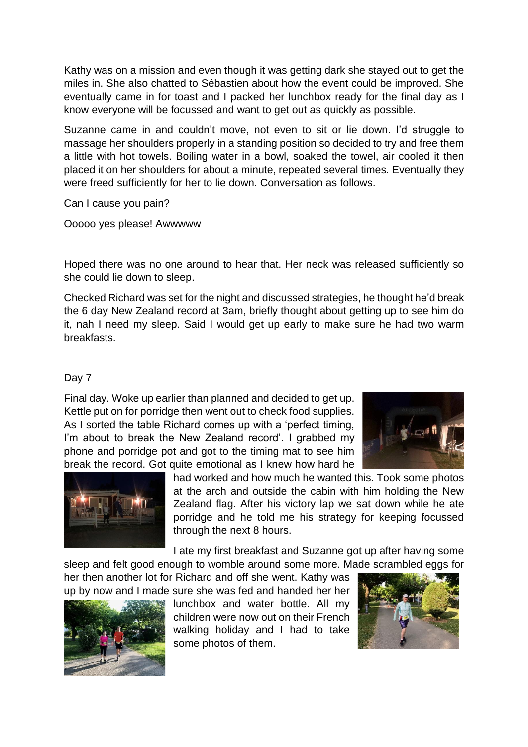Kathy was on a mission and even though it was getting dark she stayed out to get the miles in. She also chatted to Sébastien about how the event could be improved. She eventually came in for toast and I packed her lunchbox ready for the final day as I know everyone will be focussed and want to get out as quickly as possible.

Suzanne came in and couldn't move, not even to sit or lie down. I'd struggle to massage her shoulders properly in a standing position so decided to try and free them a little with hot towels. Boiling water in a bowl, soaked the towel, air cooled it then placed it on her shoulders for about a minute, repeated several times. Eventually they were freed sufficiently for her to lie down. Conversation as follows.

Can I cause you pain?

Ooooo yes please! Awwwww

Hoped there was no one around to hear that. Her neck was released sufficiently so she could lie down to sleep.

Checked Richard was set for the night and discussed strategies, he thought he'd break the 6 day New Zealand record at 3am, briefly thought about getting up to see him do it, nah I need my sleep. Said I would get up early to make sure he had two warm breakfasts.

Day 7

Final day. Woke up earlier than planned and decided to get up. Kettle put on for porridge then went out to check food supplies. As I sorted the table Richard comes up with a 'perfect timing, I'm about to break the New Zealand record'. I grabbed my phone and porridge pot and got to the timing mat to see him break the record. Got quite emotional as I knew how hard he had worked and how much he wanted this. Took some photos at the arch and outside the cabin with him holding the New Zealand flag. After his victory lap we sat down while he ate porridge and he told me his strategy for keeping focussed through the next 8 hours.

I ate my first breakfast and Suzanne got up after having some sleep and felt good enough to womble around some more. Made scrambled eggs for her then another lot for Richard and off she went. Kathy was up by now and I made sure she was fed and handed her her lunchbox and water bottle. All my children were now out on their French walking holiday and I had to take some photos of them.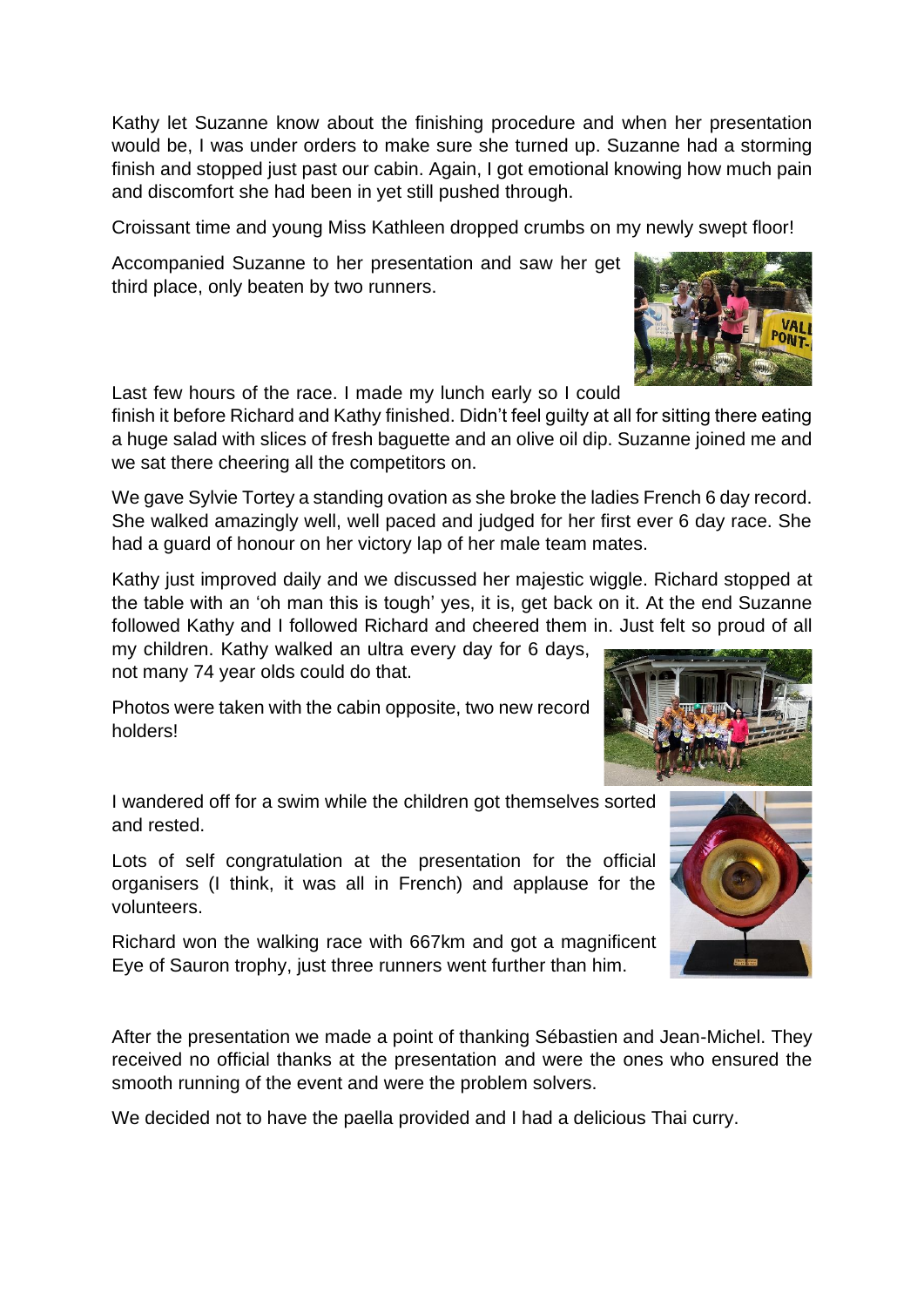Kathy let Suzanne know about the finishing procedure and when her presentation would be, I was under orders to make sure she turned up. Suzanne had a storming finish and stopped just past our cabin. Again, I got emotional knowing how much pain and discomfort she had been in yet still pushed through.

Croissant time and young Miss Kathleen dropped crumbs on my newly swept floor!

Accompanied Suzanne to her presentation and saw her get third place, only beaten by two runners.

Last few hours of the race. I made my lunch early so I could finish it before Richard and Kathy finished. Didn't feel guilty at all for sitting there eating a huge salad with slices of fresh baguette and an olive oil dip. Suzanne joined me and we sat there cheering all the competitors on.

We gave Sylvie Tortey a standing ovation as she broke the ladies French 6 day record. She walked amazingly well, well paced and judged for her first ever 6 day race. She had a guard of honour on her victory lap of her male team mates.

Kathy just improved daily and we discussed her majestic wiggle. Richard stopped at the table with an 'oh man this is tough' yes, it is, get back on it. At the end Suzanne followed Kathy and I followed Richard and cheered them in. Just felt so proud of all my children. Kathy walked an ultra every day for 6 days, not many 74 year olds could do that.

Photos were taken with the cabin opposite, two new record holders!

I wandered off for a swim while the children got themselves sorted and rested.

Lots of self congratulation at the presentation for the official organisers (I think, it was all in French) and applause for the volunteers.

Richard won the walking race with 667km and got a magnificent Eye of Sauron trophy, just three runners went further than him.

After the presentation we made a point of thanking Sébastien and Jean-Michel. They received no official thanks at the presentation and were the ones who ensured the smooth running of the event and were the problem solvers.

We decided not to have the paella provided and I had a delicious Thai curry.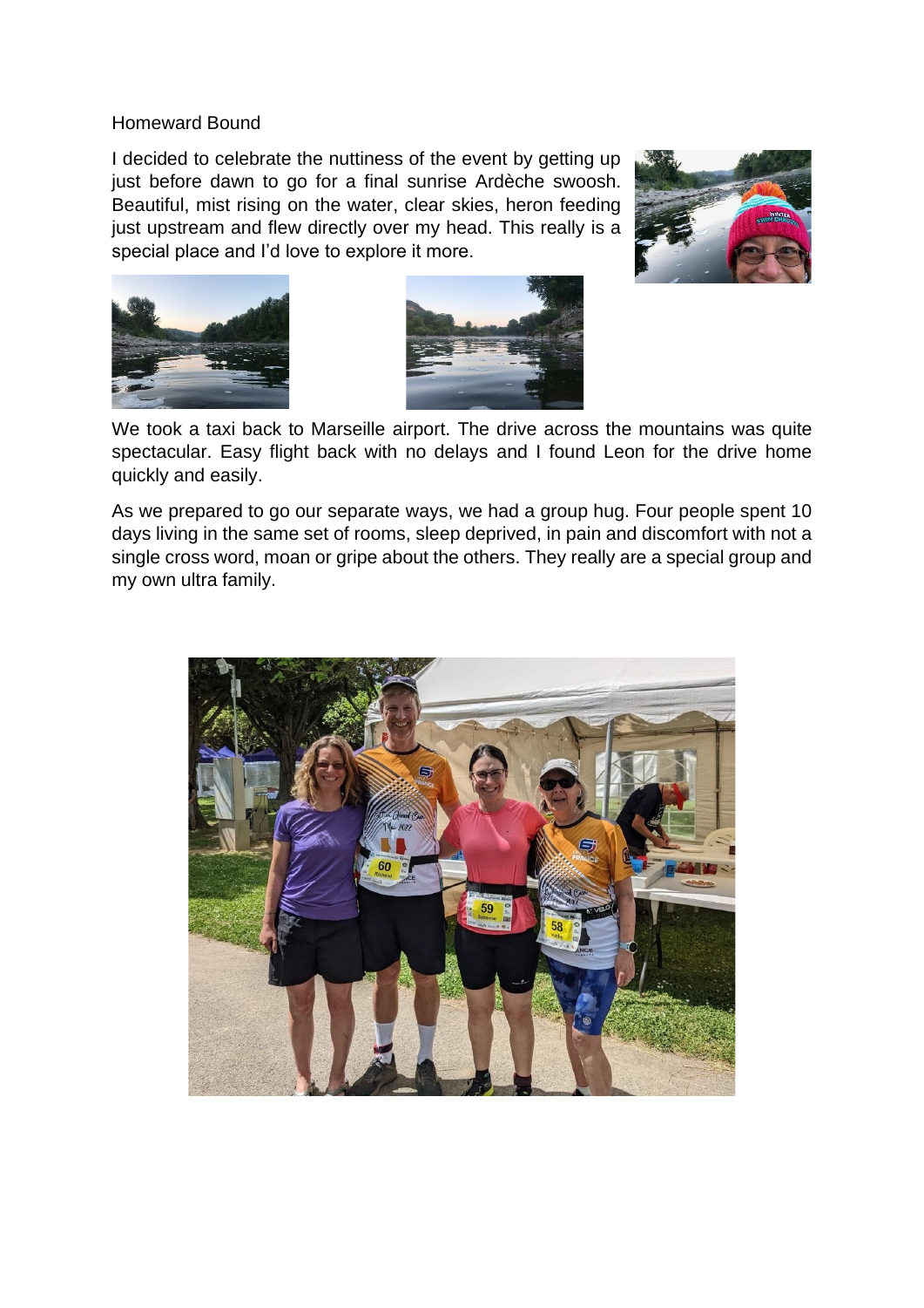Homeward Bound

I decided to celebrate the nuttiness of the event by getting up just before dawn to go for a final sunrise Ardèche swoosh. Beautiful, mist rising on the water, clear skies, heron feeding just upstream and flew directly over my head. This really is a special place and I'd love to explore it more.

We took a taxi back to Marseille airport. The drive across the mountains was quite spectacular. Easy flight back with no delays and I found Leon for the drive home quickly and easily.

As we prepared to go our separate ways, we had a group hug. Four people spent 10 days living in the same set of rooms, sleep deprived, in pain and discomfort with not a single cross word, moan or gripe about the others. They really are a special group and my own ultra family.